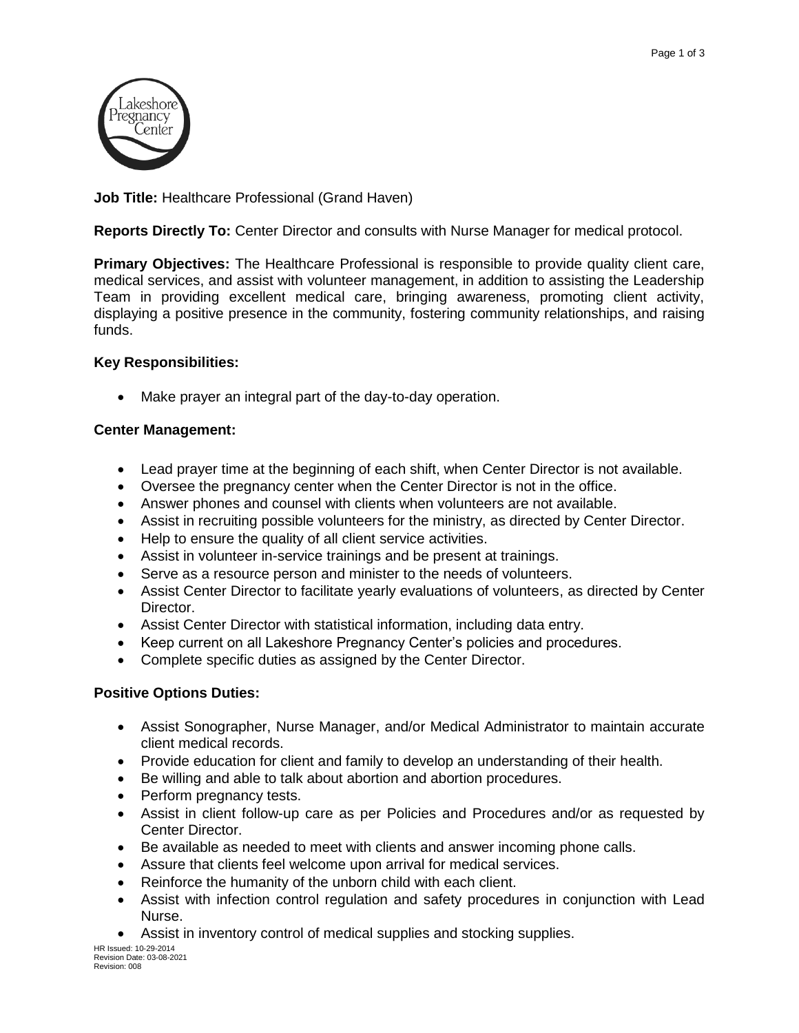**Job Title:** Healthcare Professional (Grand Haven)

**Reports Directly To:** Center Director and consults with Nurse Manager for medical protocol.

**Primary Objectives:** The Healthcare Professional is responsible to provide quality client care, medical services, and assist with volunteer management, in addition to assisting the Leadership Team in providing excellent medical care, bringing awareness, promoting client activity, displaying a positive presence in the community, fostering community relationships, and raising funds.

**Key Responsibilities:**

- Make prayer an integral part of the day-to-day operation.

**Center Management:**

- Lead prayer time at the beginning of each shift, when Center Director is not available.
- Oversee the pregnancy center when the Center Director is not in the office.
- Answer phones and counsel with clients when volunteers are not available.
- Assist in recruiting possible volunteers for the ministry, as directed by Center Director.
- Help to ensure the quality of all client service activities.
- Assist in volunteer in-service trainings and be present at trainings.
- Serve as a resource person and minister to the needs of volunteers.
- Assist Center Director to facilitate yearly evaluations of volunteers, as directed by Center Director.
- Assist Center Director with statistical information, including data entry.
- Keep current on all Lakeshore Pregnancy Center's policies and procedures.
- Complete specific duties as assigned by the Center Director.

**Positive Options Duties:**

- Assist Sonographer, Nurse Manager, and/or Medical Administrator to maintain accurate client medical records.
- Provide education for client and family to develop an understanding of their health.
- Be willing and able to talk about abortion and abortion procedures.
- Perform pregnancy tests.
- Assist in client follow-up care as per Policies and Procedures and/or as requested by Center Director.
- Be available as needed to meet with clients and answer incoming phone calls.
- Assure that clients feel welcome upon arrival for medical services.
- Reinforce the humanity of the unborn child with each client.
- Assist with infection control regulation and safety procedures in conjunction with Lead Nurse.
- Assist in inventory control of medical supplies and stocking supplies.

HR Issued: 10-29-2014
Revision Date: 03-08-2021
Revision: 008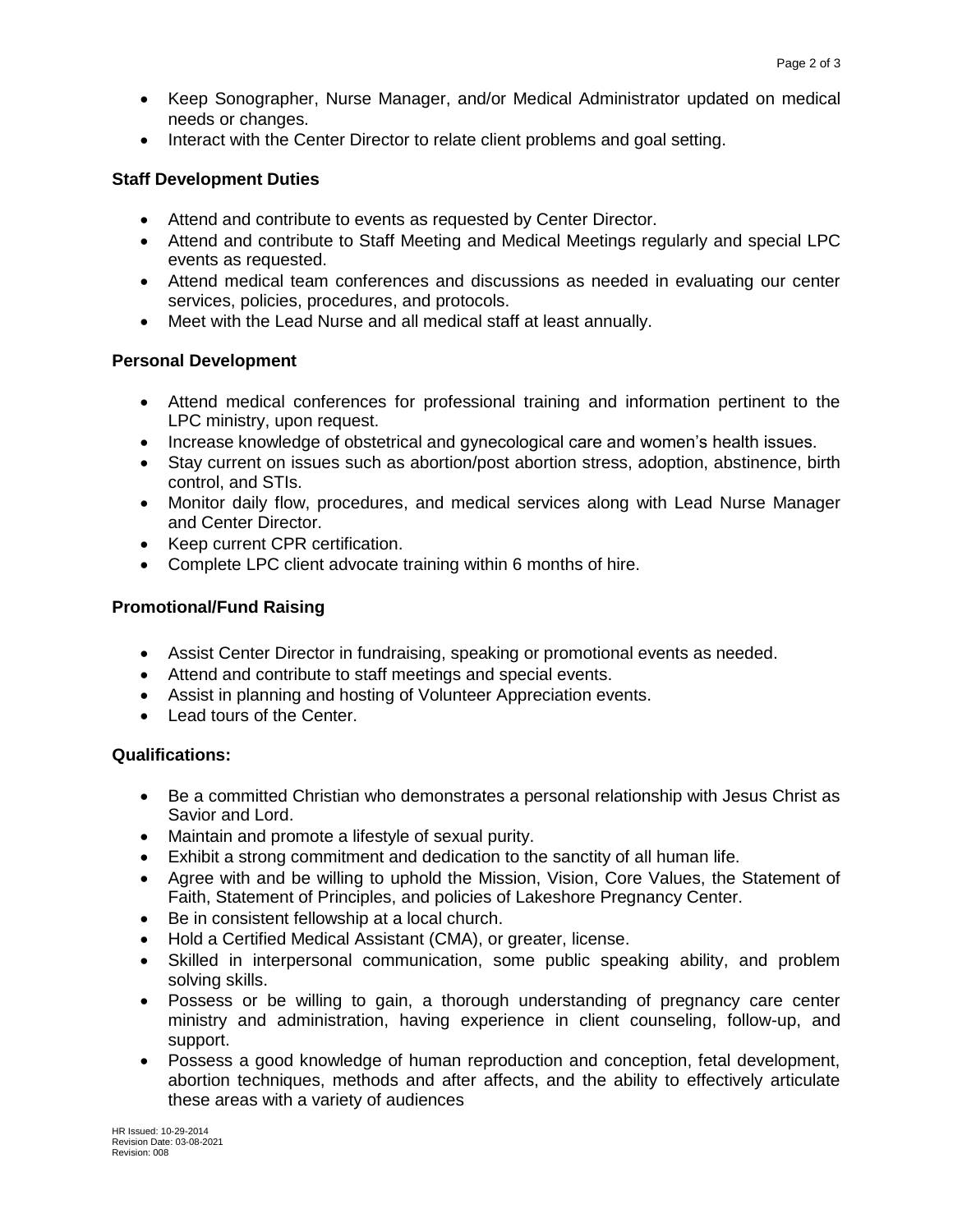- Keep Sonographer, Nurse Manager, and/or Medical Administrator updated on medical needs or changes.
- Interact with the Center Director to relate client problems and goal setting.

**Staff Development Duties**

- Attend and contribute to events as requested by Center Director.
- Attend and contribute to Staff Meeting and Medical Meetings regularly and special LPC events as requested.
- Attend medical team conferences and discussions as needed in evaluating our center services, policies, procedures, and protocols.
- Meet with the Lead Nurse and all medical staff at least annually.

**Personal Development**

- Attend medical conferences for professional training and information pertinent to the LPC ministry, upon request.
- Increase knowledge of obstetrical and gynecological care and women's health issues.
- Stay current on issues such as abortion/post abortion stress, adoption, abstinence, birth control, and STIs.
- Monitor daily flow, procedures, and medical services along with Lead Nurse Manager and Center Director.
- Keep current CPR certification.
- Complete LPC client advocate training within 6 months of hire.

**Promotional/Fund Raising**

- Assist Center Director in fundraising, speaking or promotional events as needed.
- Attend and contribute to staff meetings and special events.
- Assist in planning and hosting of Volunteer Appreciation events.
- Lead tours of the Center.

**Qualifications:**

- Be a committed Christian who demonstrates a personal relationship with Jesus Christ as Savior and Lord.
- Maintain and promote a lifestyle of sexual purity.
- Exhibit a strong commitment and dedication to the sanctity of all human life.
- Agree with and be willing to uphold the Mission, Vision, Core Values, the Statement of Faith, Statement of Principles, and policies of Lakeshore Pregnancy Center.
- Be in consistent fellowship at a local church.
- Hold a Certified Medical Assistant (CMA), or greater, license.
- Skilled in interpersonal communication, some public speaking ability, and problem solving skills.
- Possess or be willing to gain, a thorough understanding of pregnancy care center ministry and administration, having experience in client counseling, follow-up, and support.
- Possess a good knowledge of human reproduction and conception, fetal development, abortion techniques, methods and after affects, and the ability to effectively articulate these areas with a variety of audiences

HR Issued: 10-29-2014
Revision Date: 03-08-2021
Revision: 008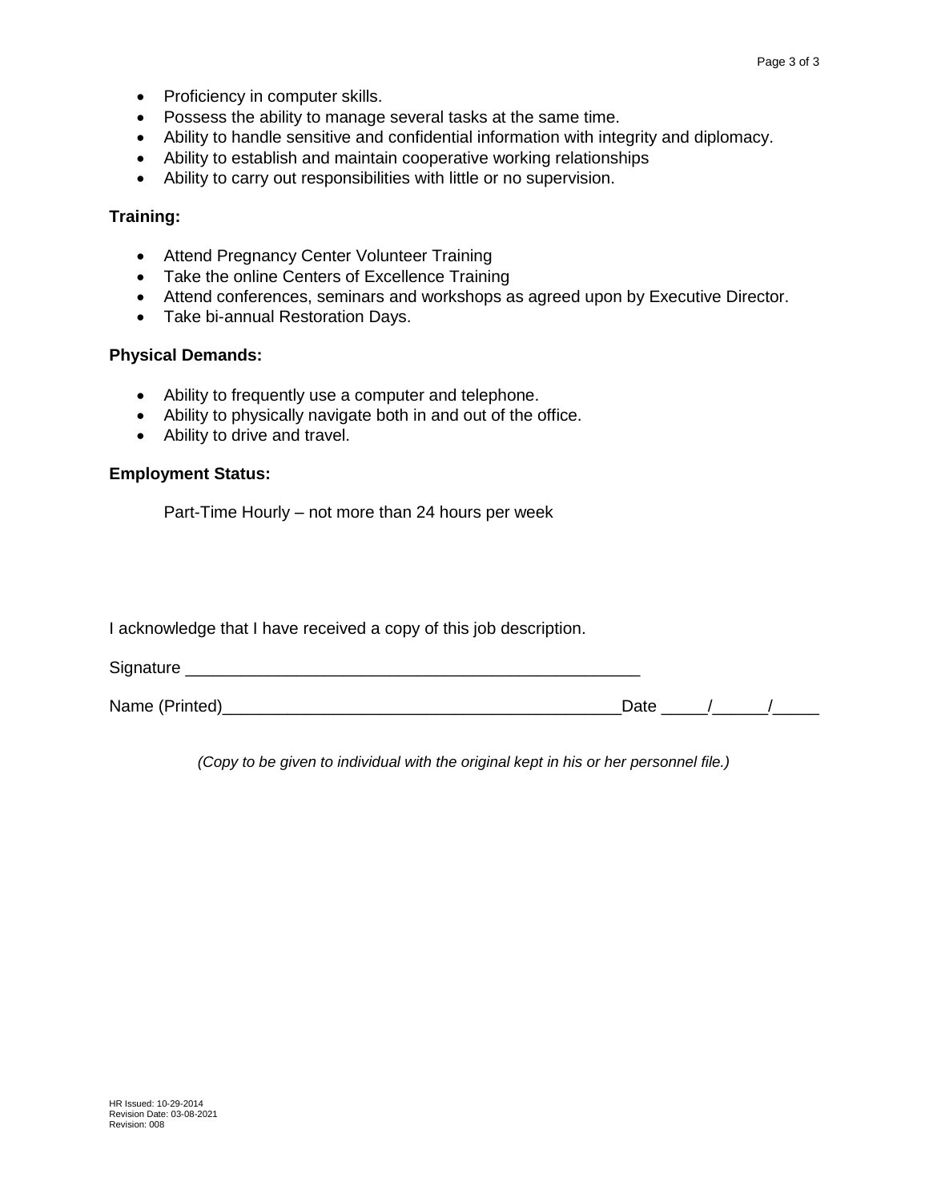- Proficiency in computer skills.
- Possess the ability to manage several tasks at the same time.
- Ability to handle sensitive and confidential information with integrity and diplomacy.
- Ability to establish and maintain cooperative working relationships
- Ability to carry out responsibilities with little or no supervision.

**Training:**

- Attend Pregnancy Center Volunteer Training
- Take the online Centers of Excellence Training
- Attend conferences, seminars and workshops as agreed upon by Executive Director.
- Take bi-annual Restoration Days.

**Physical Demands:**

- Ability to frequently use a computer and telephone.
- Ability to physically navigate both in and out of the office.
- Ability to drive and travel.

**Employment Status:**

Part-Time Hourly – not more than 24 hours per week

I acknowledge that I have received a copy of this job description.

Signature ___________________________________________________

Name (Printed)__________________________________________Date _____/______/_____

*(Copy to be given to individual with the original kept in his or her personnel file.)*

HR Issued: 10-29-2014
Revision Date: 03-08-2021
Revision: 008